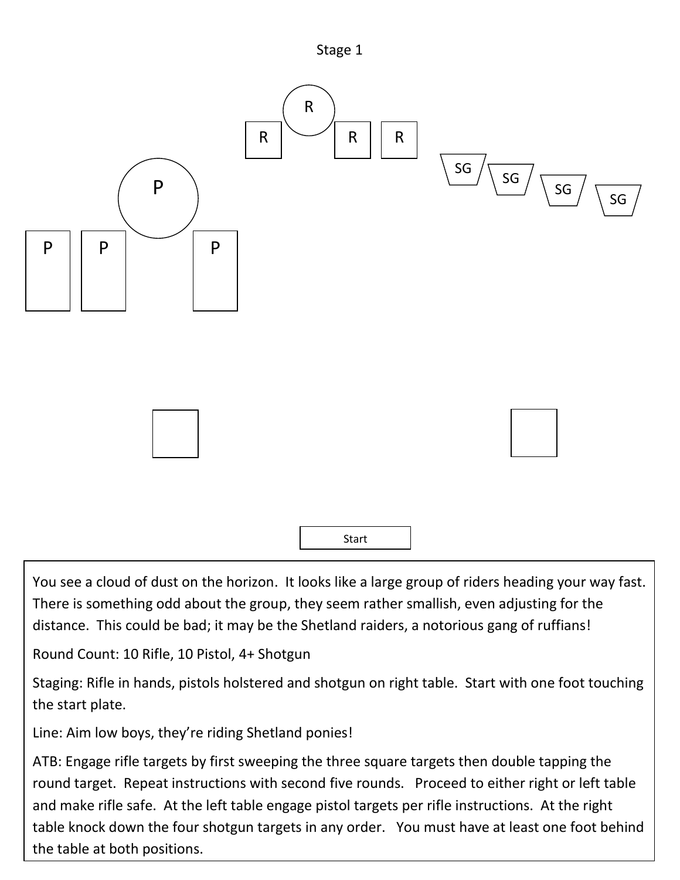# Stage 1

R

R R R

SG SG SG SG

P

P P P

Start

You see a cloud of dust on the horizon. It looks like a large group of riders heading your way fast. There is something odd about the group, they seem rather smallish, even adjusting for the distance. This could be bad; it may be the Shetland raiders, a notorious gang of ruffians!

Round Count: 10 Rifle, 10 Pistol, 4+ Shotgun

Staging: Rifle in hands, pistols holstered and shotgun on right table. Start with one foot touching the start plate.

Line: Aim low boys, they're riding Shetland ponies!

ATB: Engage rifle targets by first sweeping the three square targets then double tapping the round target. Repeat instructions with second five rounds. Proceed to either right or left table and make rifle safe. At the left table engage pistol targets per rifle instructions. At the right table knock down the four shotgun targets in any order. You must have at least one foot behind the table at both positions.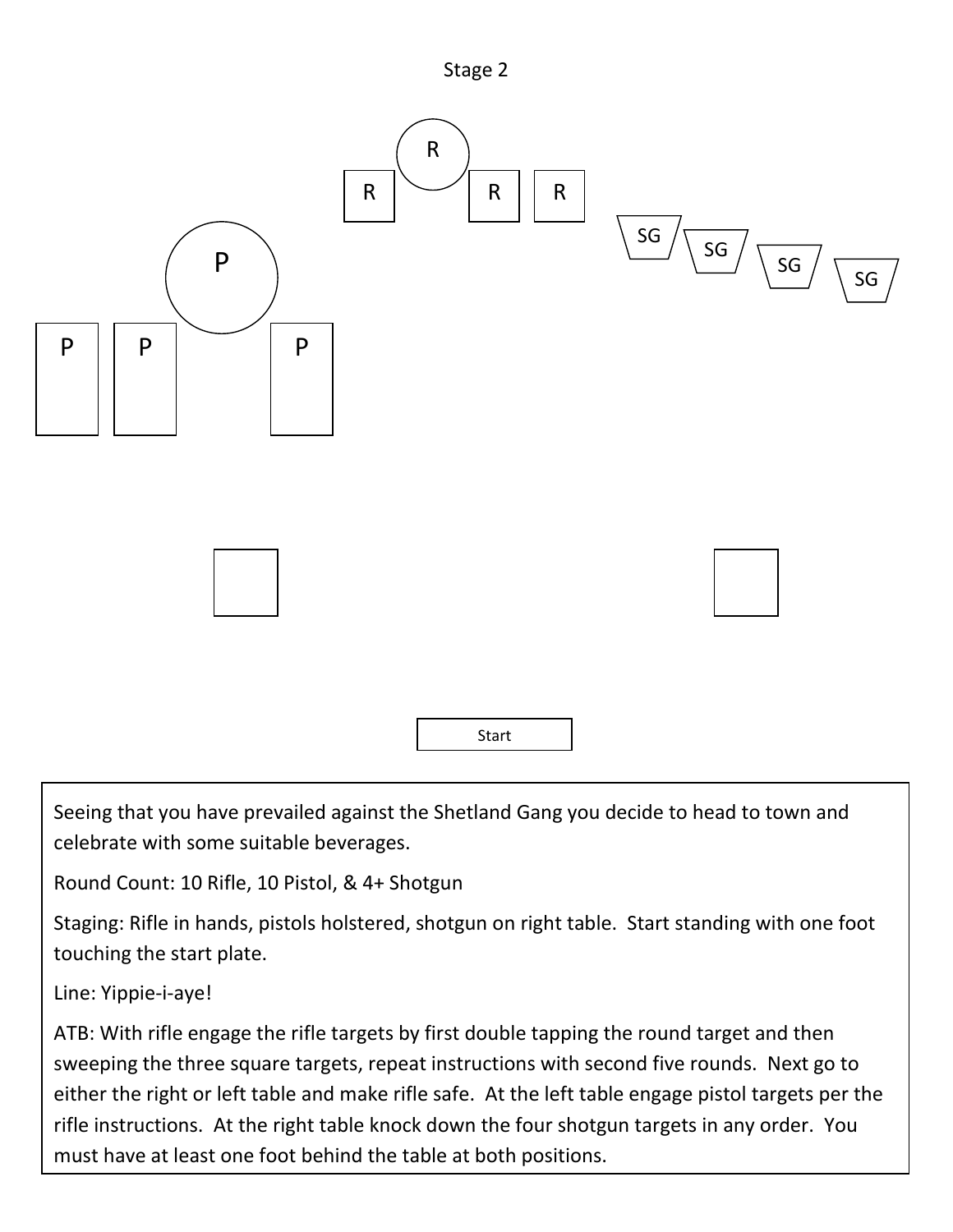# Stage 2

R

R R R

SG SG SG SG

P

P P P

Start

Seeing that you have prevailed against the Shetland Gang you decide to head to town and celebrate with some suitable beverages.

Round Count: 10 Rifle, 10 Pistol, & 4+ Shotgun

Staging: Rifle in hands, pistols holstered, shotgun on right table. Start standing with one foot touching the start plate.

Line: Yippie-i-aye!

ATB: With rifle engage the rifle targets by first double tapping the round target and then sweeping the three square targets, repeat instructions with second five rounds. Next go to either the right or left table and make rifle safe. At the left table engage pistol targets per the rifle instructions. At the right table knock down the four shotgun targets in any order. You must have at least one foot behind the table at both positions.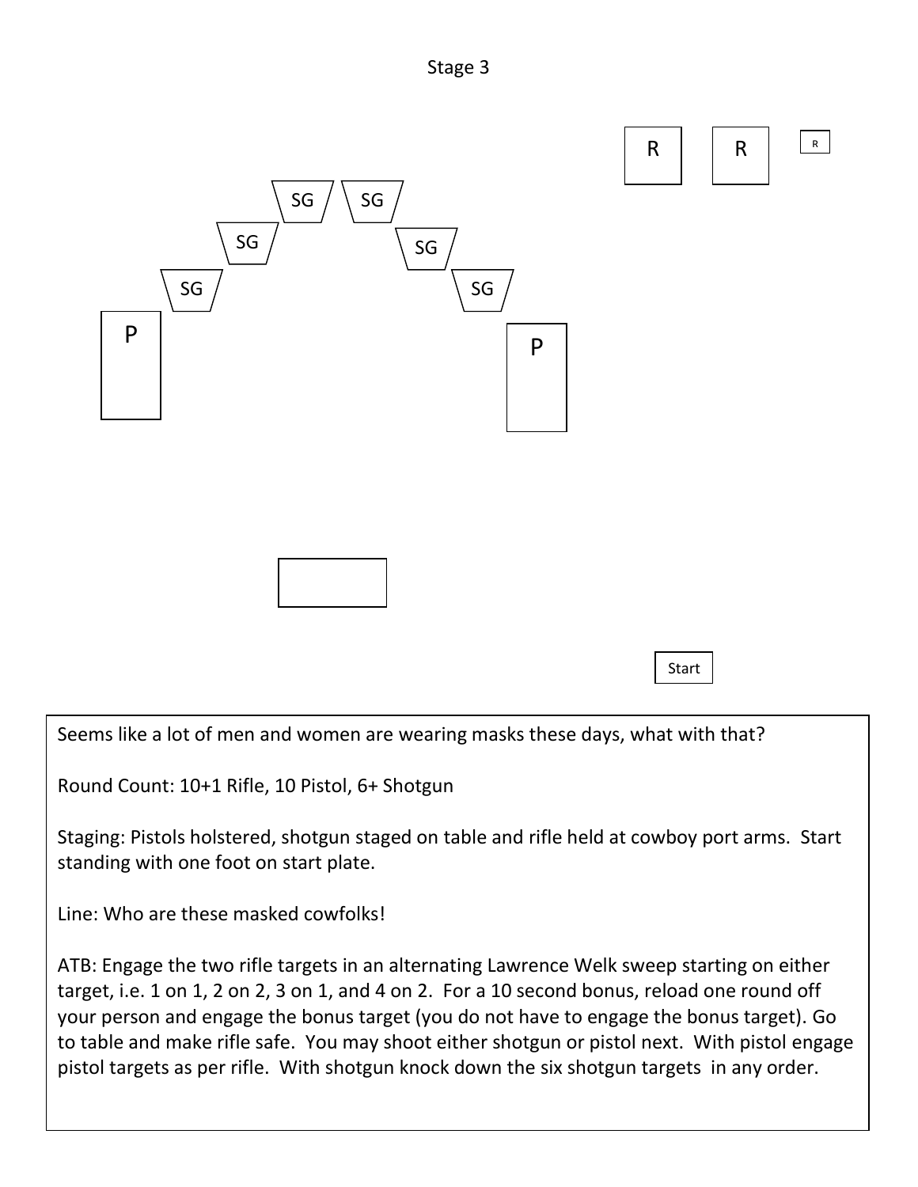# Stage 3

R R R

SG SG SG SG SG SG

P P

Start

Seems like a lot of men and women are wearing masks these days, what with that?

Round Count: 10+1 Rifle, 10 Pistol, 6+ Shotgun

Staging: Pistols holstered, shotgun staged on table and rifle held at cowboy port arms. Start standing with one foot on start plate.

Line: Who are these masked cowfolks!

ATB: Engage the two rifle targets in an alternating Lawrence Welk sweep starting on either target, i.e. 1 on 1, 2 on 2, 3 on 1, and 4 on 2. For a 10 second bonus, reload one round off your person and engage the bonus target (you do not have to engage the bonus target). Go to table and make rifle safe. You may shoot either shotgun or pistol next. With pistol engage pistol targets as per rifle. With shotgun knock down the six shotgun targets in any order.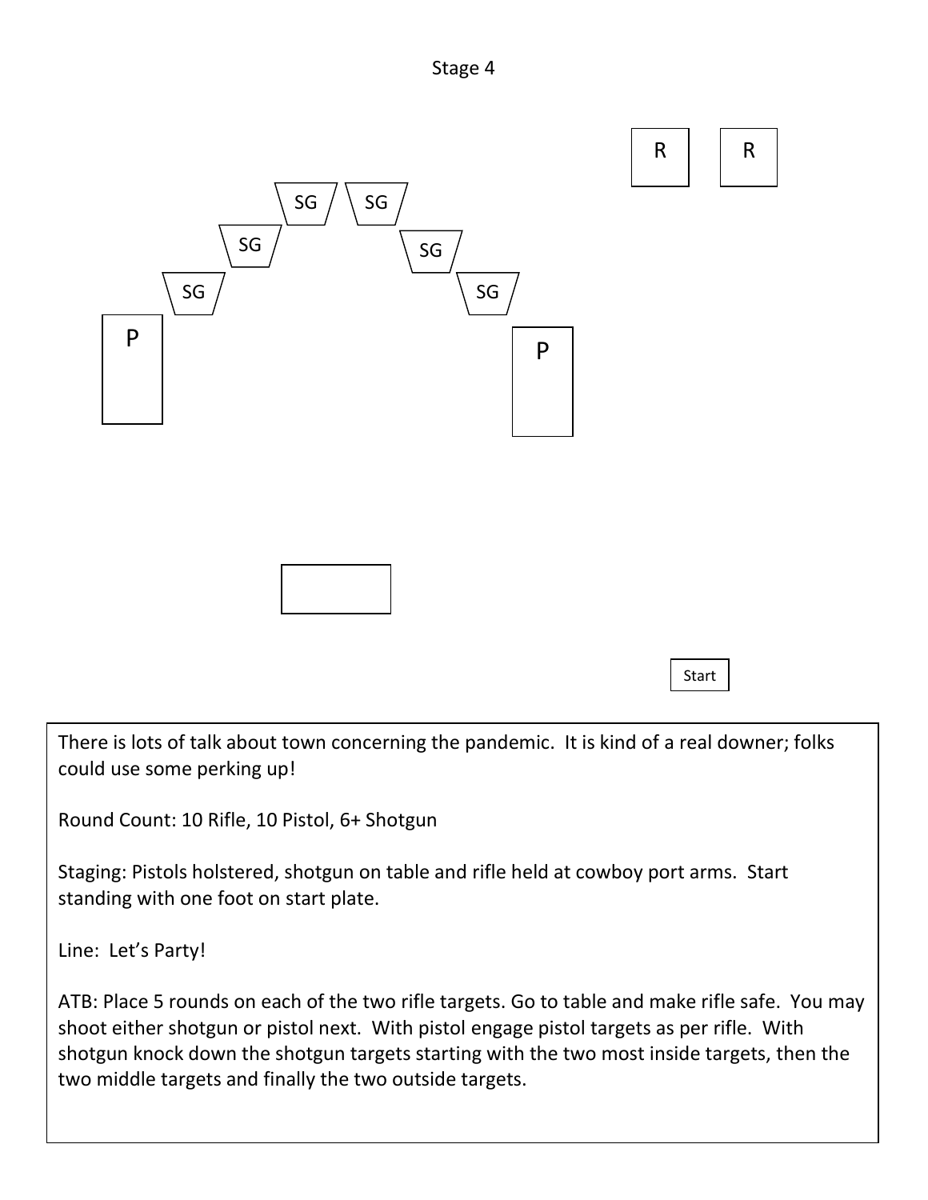# Stage 4

R R

SG SG

SG SG

SG SG

P P

Start

There is lots of talk about town concerning the pandemic. It is kind of a real downer; folks could use some perking up!

Round Count: 10 Rifle, 10 Pistol, 6+ Shotgun

Staging: Pistols holstered, shotgun on table and rifle held at cowboy port arms. Start standing with one foot on start plate.

Line: Let's Party!

ATB: Place 5 rounds on each of the two rifle targets. Go to table and make rifle safe. You may shoot either shotgun or pistol next. With pistol engage pistol targets as per rifle. With shotgun knock down the shotgun targets starting with the two most inside targets, then the two middle targets and finally the two outside targets.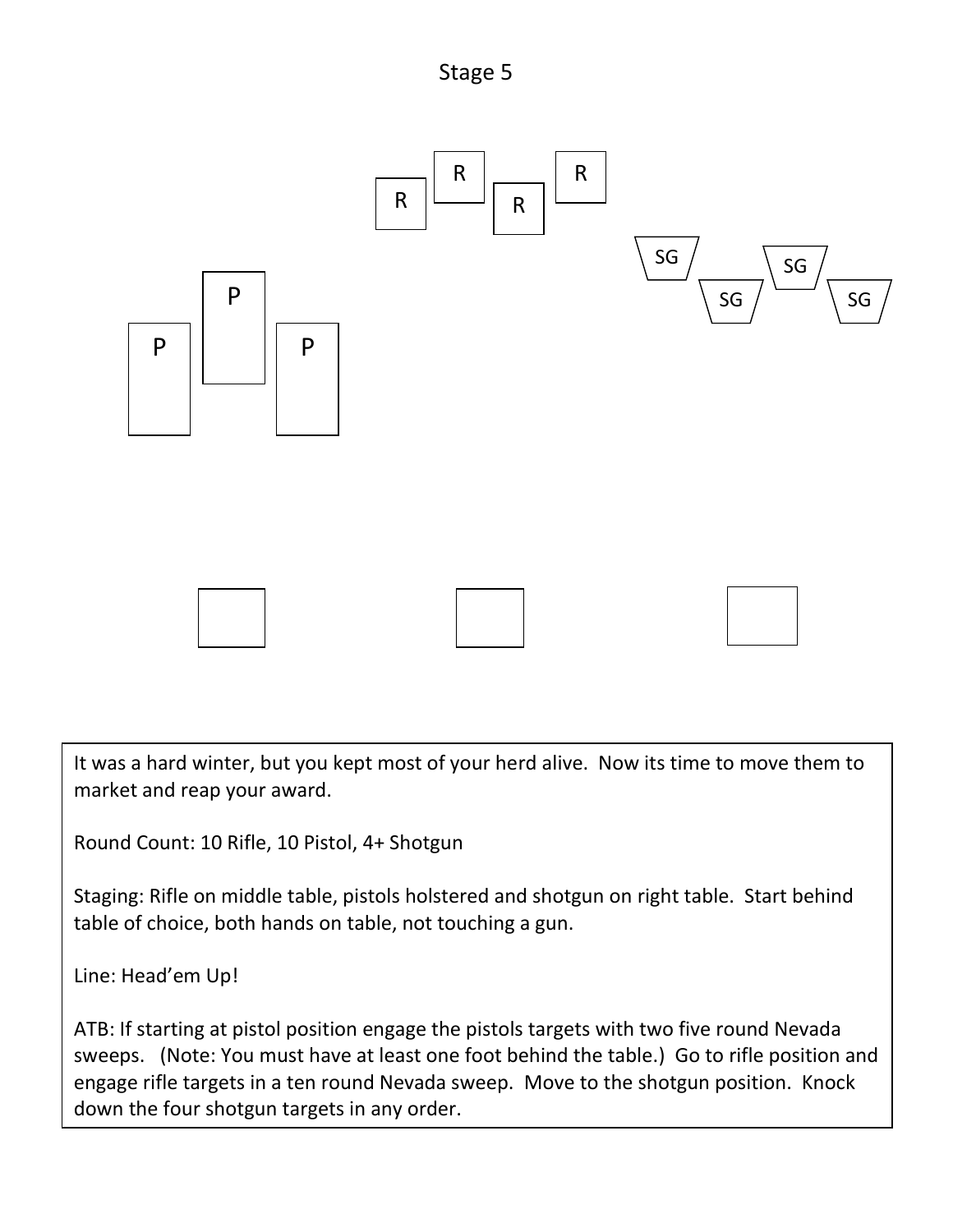# Stage 5

R R R R

SG SG SG SG

P P P

It was a hard winter, but you kept most of your herd alive. Now its time to move them to market and reap your award.

Round Count: 10 Rifle, 10 Pistol, 4+ Shotgun

Staging: Rifle on middle table, pistols holstered and shotgun on right table. Start behind table of choice, both hands on table, not touching a gun.

Line: Head'em Up!

ATB: If starting at pistol position engage the pistols targets with two five round Nevada sweeps. (Note: You must have at least one foot behind the table.) Go to rifle position and engage rifle targets in a ten round Nevada sweep. Move to the shotgun position. Knock down the four shotgun targets in any order.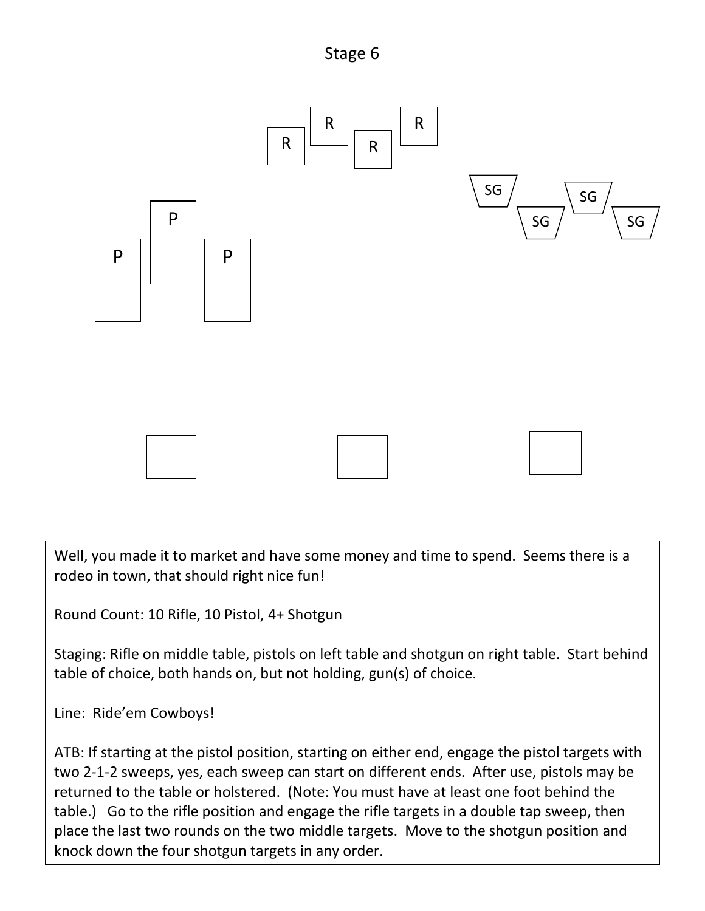# Stage 6

R R R R

SG SG SG SG

P P P

Well, you made it to market and have some money and time to spend. Seems there is a rodeo in town, that should right nice fun!

Round Count: 10 Rifle, 10 Pistol, 4+ Shotgun

Staging: Rifle on middle table, pistols on left table and shotgun on right table. Start behind table of choice, both hands on, but not holding, gun(s) of choice.

Line: Ride'em Cowboys!

ATB: If starting at the pistol position, starting on either end, engage the pistol targets with two 2-1-2 sweeps, yes, each sweep can start on different ends. After use, pistols may be returned to the table or holstered. (Note: You must have at least one foot behind the table.) Go to the rifle position and engage the rifle targets in a double tap sweep, then place the last two rounds on the two middle targets. Move to the shotgun position and knock down the four shotgun targets in any order.